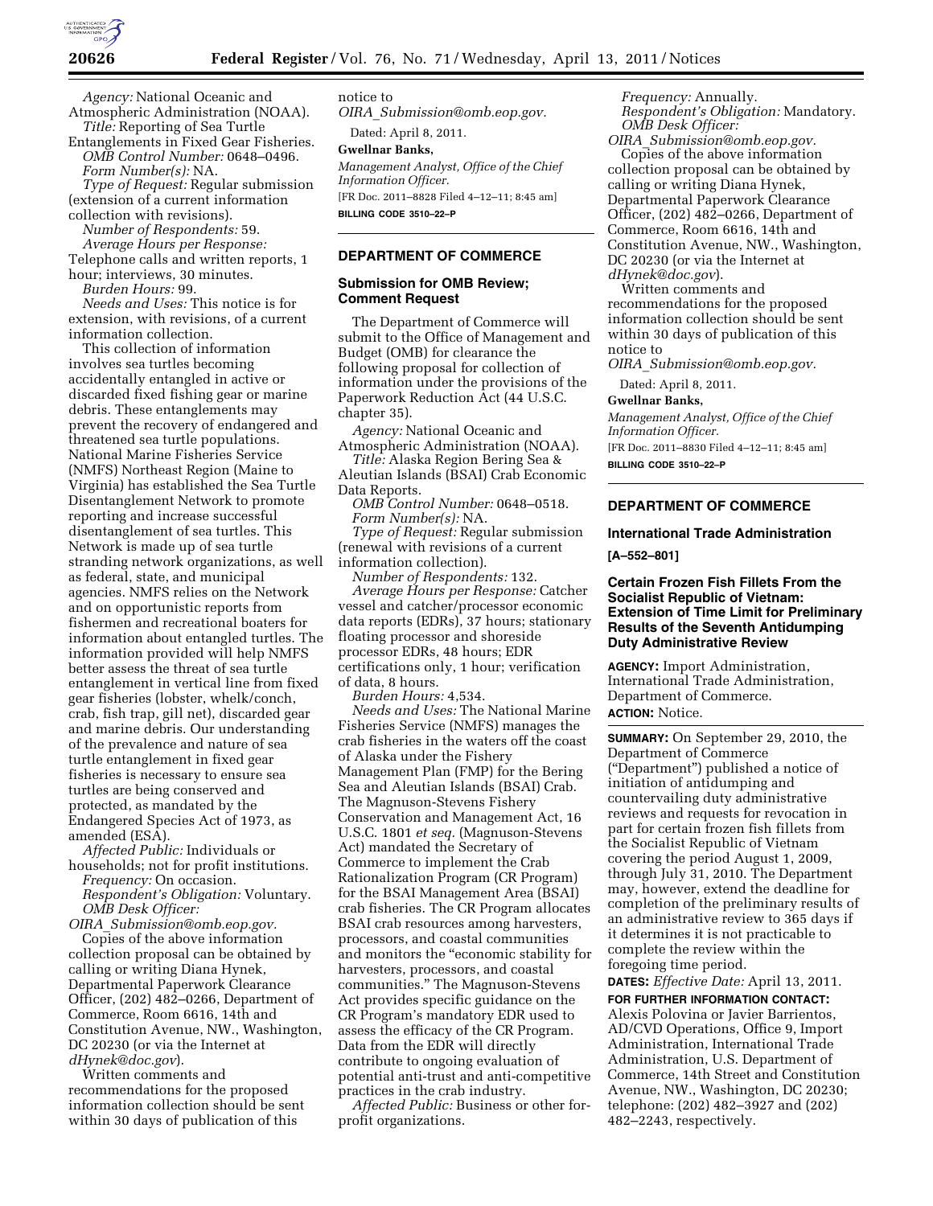*Agency:* National Oceanic and Atmospheric Administration (NOAA).

*Title:* Reporting of Sea Turtle Entanglements in Fixed Gear Fisheries.

*OMB Control Number:* 0648–0496.

*Form Number(s):* NA.

*Type of Request:* Regular submission (extension of a current information collection with revisions).

*Number of Respondents:* 59.

*Average Hours per Response:* Telephone calls and written reports, 1 hour; interviews, 30 minutes.

*Burden Hours:* 99.

*Needs and Uses:* This notice is for extension, with revisions, of a current information collection.

This collection of information involves sea turtles becoming accidentally entangled in active or discarded fixed fishing gear or marine debris. These entanglements may prevent the recovery of endangered and threatened sea turtle populations. National Marine Fisheries Service (NMFS) Northeast Region (Maine to Virginia) has established the Sea Turtle Disentanglement Network to promote reporting and increase successful disentanglement of sea turtles. This Network is made up of sea turtle stranding network organizations, as well as federal, state, and municipal agencies. NMFS relies on the Network and on opportunistic reports from fishermen and recreational boaters for information about entangled turtles. The information provided will help NMFS better assess the threat of sea turtle entanglement in vertical line from fixed gear fisheries (lobster, whelk/conch, crab, fish trap, gill net), discarded gear and marine debris. Our understanding of the prevalence and nature of sea turtle entanglement in fixed gear fisheries is necessary to ensure sea turtles are being conserved and protected, as mandated by the Endangered Species Act of 1973, as amended (ESA).

*Affected Public:* Individuals or households; not for profit institutions.

*Frequency:* On occasion.

*Respondent's Obligation:* Voluntary.

*OMB Desk Officer:* *OIRA_Submission@omb.eop.gov.*

Copies of the above information collection proposal can be obtained by calling or writing Diana Hynek, Departmental Paperwork Clearance Officer, (202) 482–0266, Department of Commerce, Room 6616, 14th and Constitution Avenue, NW., Washington, DC 20230 (or via the Internet at *dHynek@doc.gov*).

Written comments and recommendations for the proposed information collection should be sent within 30 days of publication of this notice to *OIRA_Submission@omb.eop.gov.*

Dated: April 8, 2011.

**Gwellnar Banks,**

*Management Analyst, Office of the Chief Information Officer.*

[FR Doc. 2011–8828 Filed 4–12–11; 8:45 am]

**BILLING CODE 3510–22–P**

---

## DEPARTMENT OF COMMERCE

### Submission for OMB Review; Comment Request

The Department of Commerce will submit to the Office of Management and Budget (OMB) for clearance the following proposal for collection of information under the provisions of the Paperwork Reduction Act (44 U.S.C. chapter 35).

*Agency:* National Oceanic and Atmospheric Administration (NOAA).

*Title:* Alaska Region Bering Sea & Aleutian Islands (BSAI) Crab Economic Data Reports.

*OMB Control Number:* 0648–0518.

*Form Number(s):* NA.

*Type of Request:* Regular submission (renewal with revisions of a current information collection).

*Number of Respondents:* 132.

*Average Hours per Response:* Catcher vessel and catcher/processor economic data reports (EDRs), 37 hours; stationary floating processor and shoreside processor EDRs, 48 hours; EDR certifications only, 1 hour; verification of data, 8 hours.

*Burden Hours:* 4,534.

*Needs and Uses:* The National Marine Fisheries Service (NMFS) manages the crab fisheries in the waters off the coast of Alaska under the Fishery Management Plan (FMP) for the Bering Sea and Aleutian Islands (BSAI) Crab. The Magnuson-Stevens Fishery Conservation and Management Act, 16 U.S.C. 1801 *et seq.* (Magnuson-Stevens Act) mandated the Secretary of Commerce to implement the Crab Rationalization Program (CR Program) for the BSAI Management Area (BSAI) crab fisheries. The CR Program allocates BSAI crab resources among harvesters, processors, and coastal communities and monitors the "economic stability for harvesters, processors, and coastal communities." The Magnuson-Stevens Act provides specific guidance on the CR Program's mandatory EDR used to assess the efficacy of the CR Program. Data from the EDR will directly contribute to ongoing evaluation of potential anti-trust and anti-competitive practices in the crab industry.

*Affected Public:* Business or other for-profit organizations.

*Frequency:* Annually.

*Respondent's Obligation:* Mandatory.

*OMB Desk Officer:* *OIRA_Submission@omb.eop.gov.*

Copies of the above information collection proposal can be obtained by calling or writing Diana Hynek, Departmental Paperwork Clearance Officer, (202) 482–0266, Department of Commerce, Room 6616, 14th and Constitution Avenue, NW., Washington, DC 20230 (or via the Internet at *dHynek@doc.gov*).

Written comments and recommendations for the proposed information collection should be sent within 30 days of publication of this notice to *OIRA_Submission@omb.eop.gov.*

Dated: April 8, 2011.

**Gwellnar Banks,**

*Management Analyst, Office of the Chief Information Officer.*

[FR Doc. 2011–8830 Filed 4–12–11; 8:45 am]

**BILLING CODE 3510–22–P**

---

## DEPARTMENT OF COMMERCE

### International Trade Administration

**[A–552–801]**

### Certain Frozen Fish Fillets From the Socialist Republic of Vietnam: Extension of Time Limit for Preliminary Results of the Seventh Antidumping Duty Administrative Review

**AGENCY:** Import Administration, International Trade Administration, Department of Commerce.

**ACTION:** Notice.

**SUMMARY:** On September 29, 2010, the Department of Commerce ("Department") published a notice of initiation of antidumping and countervailing duty administrative reviews and requests for revocation in part for certain frozen fish fillets from the Socialist Republic of Vietnam covering the period August 1, 2009, through July 31, 2010. The Department may, however, extend the deadline for completion of the preliminary results of an administrative review to 365 days if it determines it is not practicable to complete the review within the foregoing time period.

**DATES:** *Effective Date:* April 13, 2011.

**FOR FURTHER INFORMATION CONTACT:** Alexis Polovina or Javier Barrientos, AD/CVD Operations, Office 9, Import Administration, International Trade Administration, U.S. Department of Commerce, 14th Street and Constitution Avenue, NW., Washington, DC 20230; telephone: (202) 482–3927 and (202) 482–2243, respectively.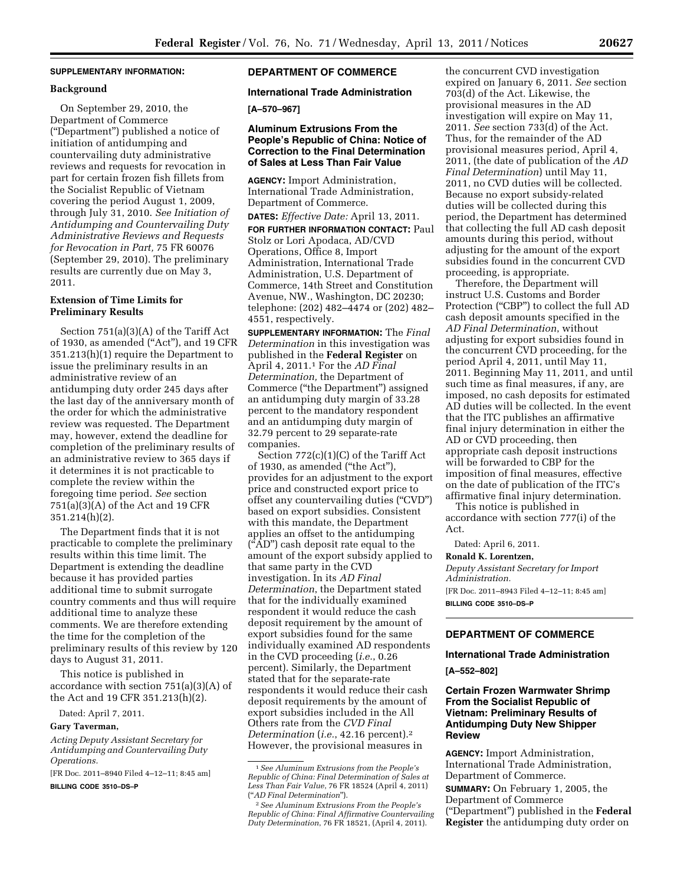**SUPPLEMENTARY INFORMATION:**

**Background**

On September 29, 2010, the Department of Commerce ("Department") published a notice of initiation of antidumping and countervailing duty administrative reviews and requests for revocation in part for certain frozen fish fillets from the Socialist Republic of Vietnam covering the period August 1, 2009, through July 31, 2010. *See Initiation of Antidumping and Countervailing Duty Administrative Reviews and Requests for Revocation in Part,* 75 FR 60076 (September 29, 2010). The preliminary results are currently due on May 3, 2011.

**Extension of Time Limits for Preliminary Results**

Section 751(a)(3)(A) of the Tariff Act of 1930, as amended ("Act"), and 19 CFR 351.213(h)(1) require the Department to issue the preliminary results in an administrative review of an antidumping duty order 245 days after the last day of the anniversary month of the order for which the administrative review was requested. The Department may, however, extend the deadline for completion of the preliminary results of an administrative review to 365 days if it determines it is not practicable to complete the review within the foregoing time period. *See* section 751(a)(3)(A) of the Act and 19 CFR 351.214(h)(2).

The Department finds that it is not practicable to complete the preliminary results within this time limit. The Department is extending the deadline because it has provided parties additional time to submit surrogate country comments and thus will require additional time to analyze these comments. We are therefore extending the time for the completion of the preliminary results of this review by 120 days to August 31, 2011.

This notice is published in accordance with section 751(a)(3)(A) of the Act and 19 CFR 351.213(h)(2).

Dated: April 7, 2011.

**Gary Taverman,**

*Acting Deputy Assistant Secretary for Antidumping and Countervailing Duty Operations.*

[FR Doc. 2011–8940 Filed 4–12–11; 8:45 am]

**BILLING CODE 3510–DS–P**

## DEPARTMENT OF COMMERCE

### International Trade Administration

**[A–570–967]**

### Aluminum Extrusions From the People's Republic of China: Notice of Correction to the Final Determination of Sales at Less Than Fair Value

**AGENCY:** Import Administration, International Trade Administration, Department of Commerce.

**DATES:** *Effective Date:* April 13, 2011.

**FOR FURTHER INFORMATION CONTACT:** Paul Stolz or Lori Apodaca, AD/CVD Operations, Office 8, Import Administration, International Trade Administration, U.S. Department of Commerce, 14th Street and Constitution Avenue, NW., Washington, DC 20230; telephone: (202) 482–4474 or (202) 482–4551, respectively.

**SUPPLEMENTARY INFORMATION:** The *Final Determination* in this investigation was published in the **Federal Register** on April 4, 2011.[1] For the *AD Final Determination,* the Department of Commerce ("the Department") assigned an antidumping duty margin of 33.28 percent to the mandatory respondent and an antidumping duty margin of 32.79 percent to 29 separate-rate companies.

Section 772(c)(1)(C) of the Tariff Act of 1930, as amended ("the Act"), provides for an adjustment to the export price and constructed export price to offset any countervailing duties ("CVD") based on export subsidies. Consistent with this mandate, the Department applies an offset to the antidumping ("AD") cash deposit rate equal to the amount of the export subsidy applied to that same party in the CVD investigation. In its *AD Final Determination*, the Department stated that for the individually examined respondent it would reduce the cash deposit requirement by the amount of export subsidies found for the same individually examined AD respondents in the CVD proceeding (*i.e.*, 0.26 percent). Similarly, the Department stated that for the separate-rate respondents it would reduce their cash deposit requirements by the amount of export subsidies included in the All Others rate from the *CVD Final Determination* (*i.e.*, 42.16 percent).[2] However, the provisional measures in the concurrent CVD investigation expired on January 6, 2011. *See* section 703(d) of the Act. Likewise, the provisional measures in the AD investigation will expire on May 11, 2011. *See* section 733(d) of the Act. Thus, for the remainder of the AD provisional measures period, April 4, 2011, (the date of publication of the *AD Final Determination*) until May 11, 2011, no CVD duties will be collected. Because no export subsidy-related duties will be collected during this period, the Department has determined that collecting the full AD cash deposit amounts during this period, without adjusting for the amount of the export subsidies found in the concurrent CVD proceeding, is appropriate.

Therefore, the Department will instruct U.S. Customs and Border Protection ("CBP") to collect the full AD cash deposit amounts specified in the *AD Final Determination*, without adjusting for export subsidies found in the concurrent CVD proceeding, for the period April 4, 2011, until May 11, 2011. Beginning May 11, 2011, and until such time as final measures, if any, are imposed, no cash deposits for estimated AD duties will be collected. In the event that the ITC publishes an affirmative final injury determination in either the AD or CVD proceeding, then appropriate cash deposit instructions will be forwarded to CBP for the imposition of final measures, effective on the date of publication of the ITC's affirmative final injury determination.

This notice is published in accordance with section 777(i) of the Act.

Dated: April 6, 2011.

**Ronald K. Lorentzen,**

*Deputy Assistant Secretary for Import Administration.*

[FR Doc. 2011–8943 Filed 4–12–11; 8:45 am]

**BILLING CODE 3510–DS–P**

[1] *See Aluminum Extrusions from the People's Republic of China: Final Determination of Sales at Less Than Fair Value*, 76 FR 18524 (April 4, 2011) ("*AD Final Determination*").

[2] *See Aluminum Extrusions From the People's Republic of China: Final Affirmative Countervailing Duty Determination*, 76 FR 18521, (April 4, 2011).

## DEPARTMENT OF COMMERCE

### International Trade Administration

**[A–552–802]**

### Certain Frozen Warmwater Shrimp From the Socialist Republic of Vietnam: Preliminary Results of Antidumping Duty New Shipper Review

**AGENCY:** Import Administration, International Trade Administration, Department of Commerce.

**SUMMARY:** On February 1, 2005, the Department of Commerce ("Department") published in the **Federal Register** the antidumping duty order on